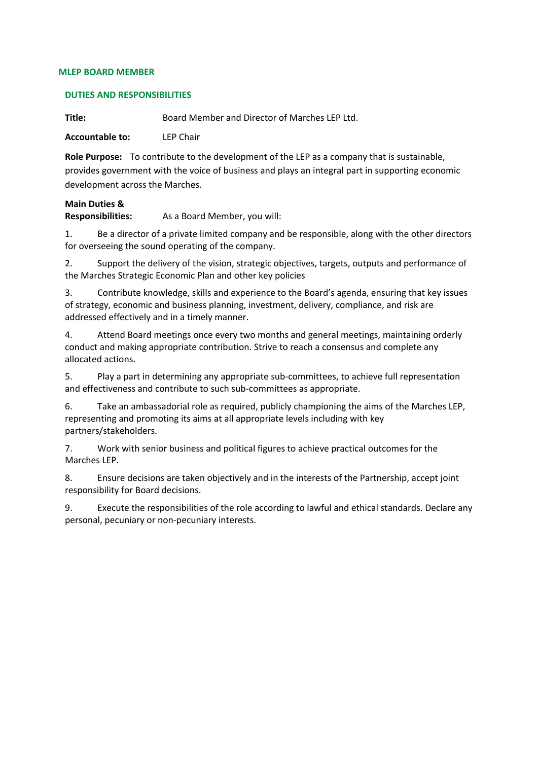# MLEP BOARD MEMBER

## DUTIES AND RESPONSIBILITIES

**Title:** Board Member and Director of Marches LEP Ltd.

**Accountable to:** LEP Chair

**Role Purpose:** To contribute to the development of the LEP as a company that is sustainable, provides government with the voice of business and plays an integral part in supporting economic development across the Marches.

**Main Duties & Responsibilities:** As a Board Member, you will:

1. Be a director of a private limited company and be responsible, along with the other directors for overseeing the sound operating of the company.

2. Support the delivery of the vision, strategic objectives, targets, outputs and performance of the Marches Strategic Economic Plan and other key policies

3. Contribute knowledge, skills and experience to the Board's agenda, ensuring that key issues of strategy, economic and business planning, investment, delivery, compliance, and risk are addressed effectively and in a timely manner.

4. Attend Board meetings once every two months and general meetings, maintaining orderly conduct and making appropriate contribution. Strive to reach a consensus and complete any allocated actions.

5. Play a part in determining any appropriate sub-committees, to achieve full representation and effectiveness and contribute to such sub-committees as appropriate.

6. Take an ambassadorial role as required, publicly championing the aims of the Marches LEP, representing and promoting its aims at all appropriate levels including with key partners/stakeholders.

7. Work with senior business and political figures to achieve practical outcomes for the Marches LEP.

8. Ensure decisions are taken objectively and in the interests of the Partnership, accept joint responsibility for Board decisions.

9. Execute the responsibilities of the role according to lawful and ethical standards. Declare any personal, pecuniary or non-pecuniary interests.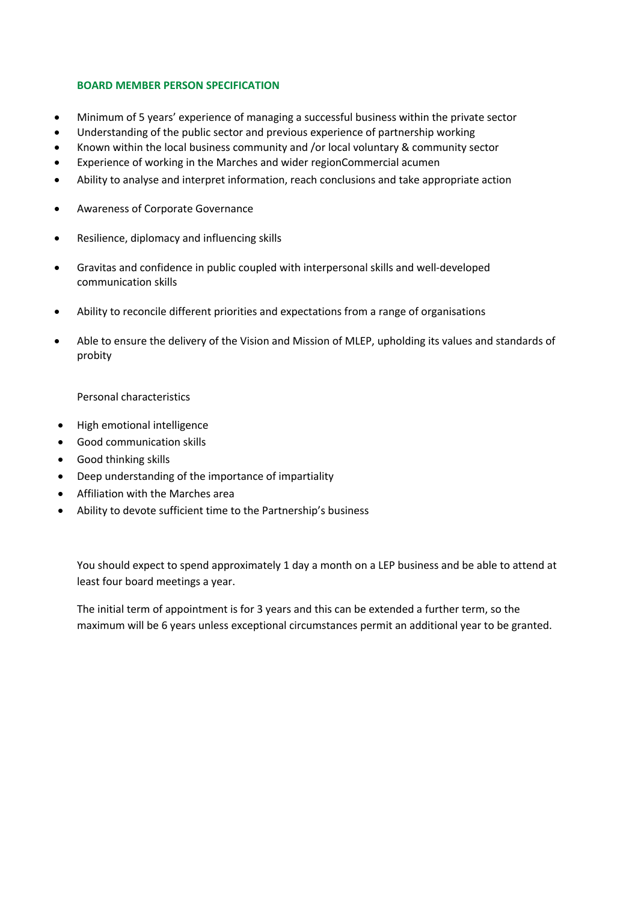**BOARD MEMBER PERSON SPECIFICATION**

- Minimum of 5 years' experience of managing a successful business within the private sector
- Understanding of the public sector and previous experience of partnership working
- Known within the local business community and /or local voluntary & community sector
- Experience of working in the Marches and wider regionCommercial acumen
- Ability to analyse and interpret information, reach conclusions and take appropriate action
- Awareness of Corporate Governance
- Resilience, diplomacy and influencing skills
- Gravitas and confidence in public coupled with interpersonal skills and well-developed communication skills
- Ability to reconcile different priorities and expectations from a range of organisations
- Able to ensure the delivery of the Vision and Mission of MLEP, upholding its values and standards of probity

Personal characteristics

- High emotional intelligence
- Good communication skills
- Good thinking skills
- Deep understanding of the importance of impartiality
- Affiliation with the Marches area
- Ability to devote sufficient time to the Partnership's business

You should expect to spend approximately 1 day a month on a LEP business and be able to attend at least four board meetings a year.

The initial term of appointment is for 3 years and this can be extended a further term, so the maximum will be 6 years unless exceptional circumstances permit an additional year to be granted.